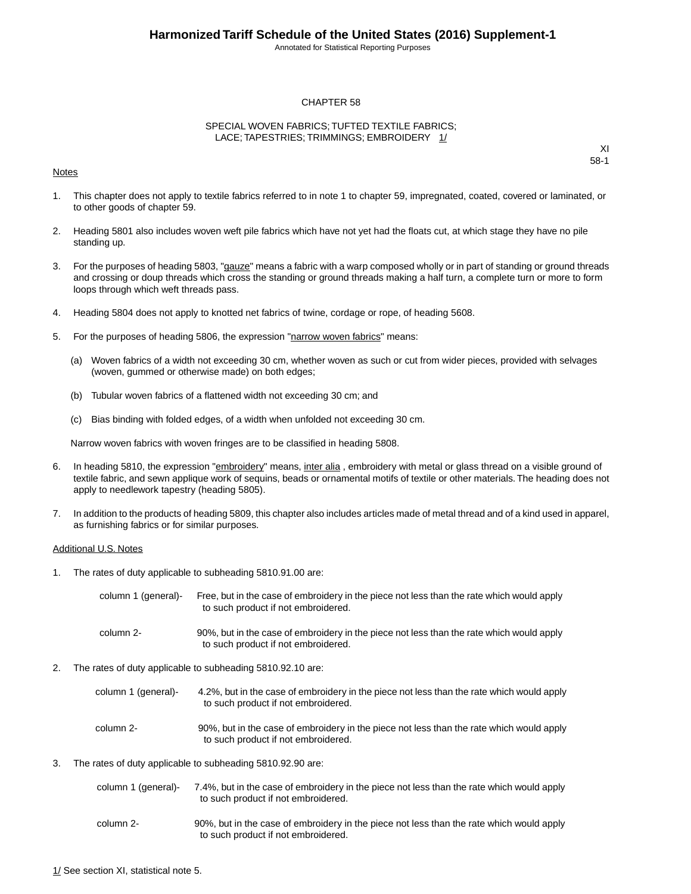# CHAPTER 58

## SPECIAL WOVEN FABRICS; TUFTED TEXTILE FABRICS; LACE; TAPESTRIES; TRIMMINGS; EMBROIDERY 1/

XI
58-1

Notes

1. This chapter does not apply to textile fabrics referred to in note 1 to chapter 59, impregnated, coated, covered or laminated, or to other goods of chapter 59.

2. Heading 5801 also includes woven weft pile fabrics which have not yet had the floats cut, at which stage they have no pile standing up.

3. For the purposes of heading 5803, "gauze" means a fabric with a warp composed wholly or in part of standing or ground threads and crossing or doup threads which cross the standing or ground threads making a half turn, a complete turn or more to form loops through which weft threads pass.

4. Heading 5804 does not apply to knotted net fabrics of twine, cordage or rope, of heading 5608.

5. For the purposes of heading 5806, the expression "narrow woven fabrics" means:

   (a) Woven fabrics of a width not exceeding 30 cm, whether woven as such or cut from wider pieces, provided with selvages (woven, gummed or otherwise made) on both edges;

   (b) Tubular woven fabrics of a flattened width not exceeding 30 cm; and

   (c) Bias binding with folded edges, of a width when unfolded not exceeding 30 cm.

   Narrow woven fabrics with woven fringes are to be classified in heading 5808.

6. In heading 5810, the expression "embroidery" means, inter alia , embroidery with metal or glass thread on a visible ground of textile fabric, and sewn applique work of sequins, beads or ornamental motifs of textile or other materials. The heading does not apply to needlework tapestry (heading 5805).

7. In addition to the products of heading 5809, this chapter also includes articles made of metal thread and of a kind used in apparel, as furnishing fabrics or for similar purposes.

Additional U.S. Notes

1. The rates of duty applicable to subheading 5810.91.00 are:

   column 1 (general)- Free, but in the case of embroidery in the piece not less than the rate which would apply to such product if not embroidered.

   column 2- 90%, but in the case of embroidery in the piece not less than the rate which would apply to such product if not embroidered.

2. The rates of duty applicable to subheading 5810.92.10 are:

   column 1 (general)- 4.2%, but in the case of embroidery in the piece not less than the rate which would apply to such product if not embroidered.

   column 2- 90%, but in the case of embroidery in the piece not less than the rate which would apply to such product if not embroidered.

3. The rates of duty applicable to subheading 5810.92.90 are:

   column 1 (general)- 7.4%, but in the case of embroidery in the piece not less than the rate which would apply to such product if not embroidered.

   column 2- 90%, but in the case of embroidery in the piece not less than the rate which would apply to such product if not embroidered.

1/ See section XI, statistical note 5.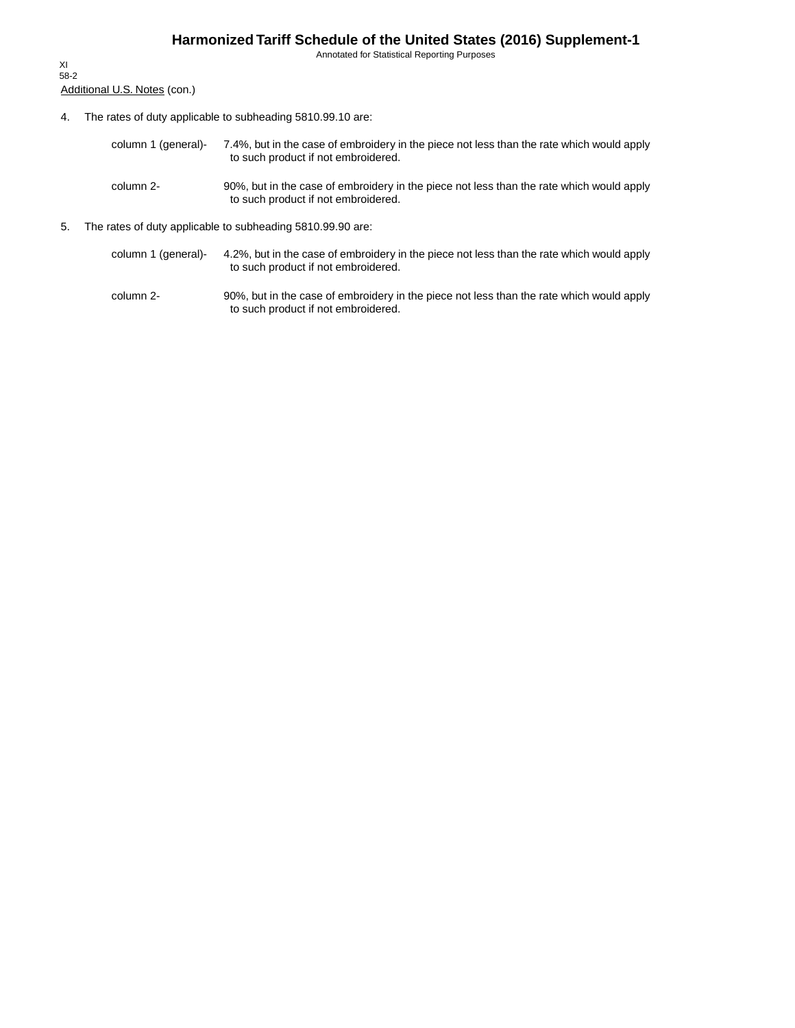Additional U.S. Notes (con.)

4. The rates of duty applicable to subheading 5810.99.10 are:

   column 1 (general)- 7.4%, but in the case of embroidery in the piece not less than the rate which would apply to such product if not embroidered.

   column 2- 90%, but in the case of embroidery in the piece not less than the rate which would apply to such product if not embroidered.

5. The rates of duty applicable to subheading 5810.99.90 are:

   column 1 (general)- 4.2%, but in the case of embroidery in the piece not less than the rate which would apply to such product if not embroidered.

   column 2- 90%, but in the case of embroidery in the piece not less than the rate which would apply to such product if not embroidered.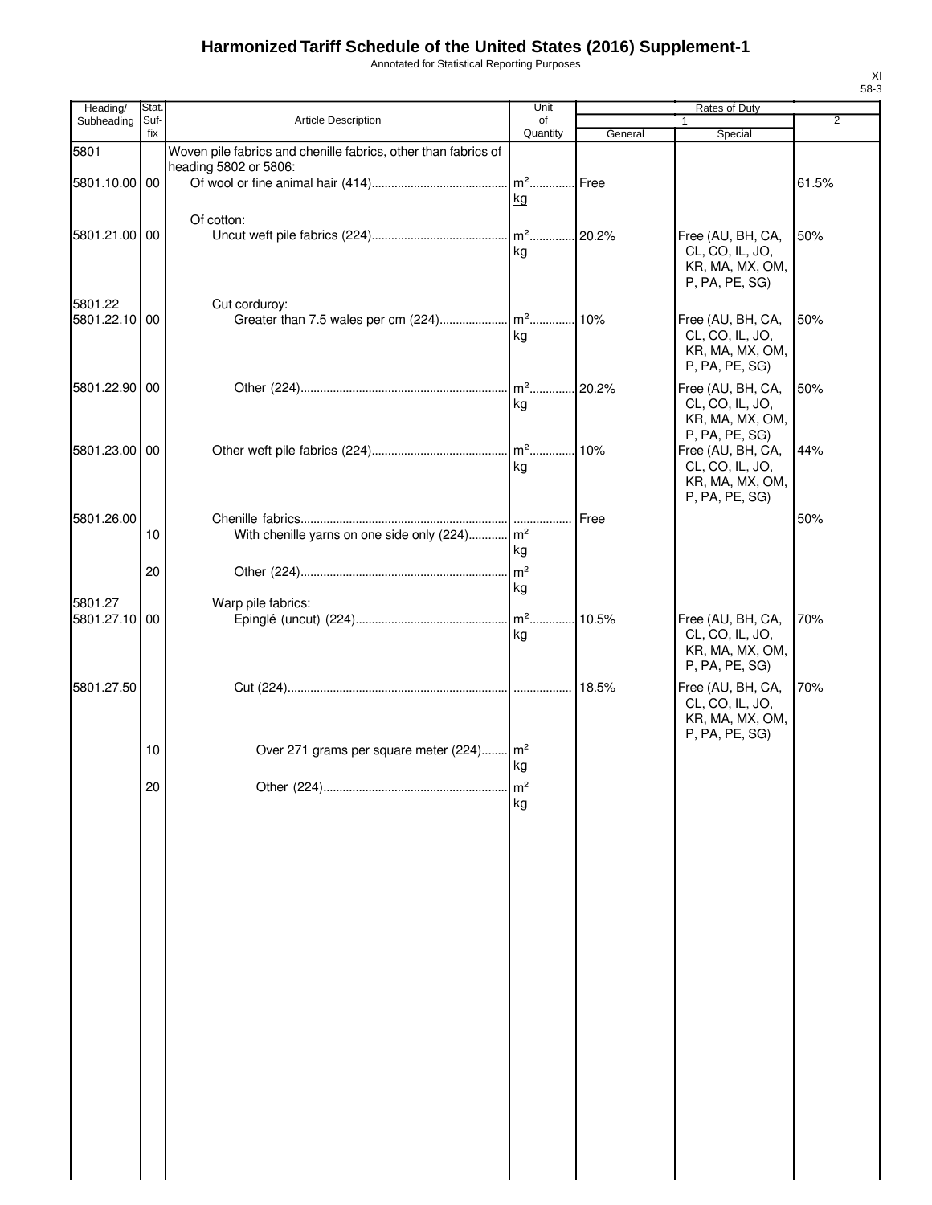# Harmonized Tariff Schedule of the United States (2016) Supplement-1

Annotated for Statistical Reporting Purposes

XI
58-3

| Heading/ Subheading | Stat. Suf-fix | Article Description | Unit of Quantity | Rates of Duty 1 General | Special | 2 |
|---|---|---|---|---|---|---|
| 5801 | | Woven pile fabrics and chenille fabrics, other than fabrics of heading 5802 or 5806: | | | | |
| 5801.10.00 | 00 | Of wool or fine animal hair (414) | m² kg | Free | | 61.5% |
| | | Of cotton: | | | | |
| 5801.21.00 | 00 | Uncut weft pile fabrics (224) | m² kg | 20.2% | Free (AU, BH, CA, CL, CO, IL, JO, KR, MA, MX, OM, P, PA, PE, SG) | 50% |
| 5801.22 | | Cut corduroy: | | | | |
| 5801.22.10 | 00 | Greater than 7.5 wales per cm (224) | m² kg | 10% | Free (AU, BH, CA, CL, CO, IL, JO, KR, MA, MX, OM, P, PA, PE, SG) | 50% |
| 5801.22.90 | 00 | Other (224) | m² kg | 20.2% | Free (AU, BH, CA, CL, CO, IL, JO, KR, MA, MX, OM, P, PA, PE, SG) | 50% |
| 5801.23.00 | 00 | Other weft pile fabrics (224) | m² kg | 10% | Free (AU, BH, CA, CL, CO, IL, JO, KR, MA, MX, OM, P, PA, PE, SG) | 44% |
| 5801.26.00 | | Chenille fabrics | | Free | | 50% |
| | 10 | With chenille yarns on one side only (224) | m² kg | | | |
| | 20 | Other (224) | m² kg | | | |
| 5801.27 | | Warp pile fabrics: | | | | |
| 5801.27.10 | 00 | Epinglé (uncut) (224) | m² kg | 10.5% | Free (AU, BH, CA, CL, CO, IL, JO, KR, MA, MX, OM, P, PA, PE, SG) | 70% |
| 5801.27.50 | | Cut (224) | | 18.5% | Free (AU, BH, CA, CL, CO, IL, JO, KR, MA, MX, OM, P, PA, PE, SG) | 70% |
| | 10 | Over 271 grams per square meter (224) | m² kg | | | |
| | 20 | Other (224) | m² kg | | | |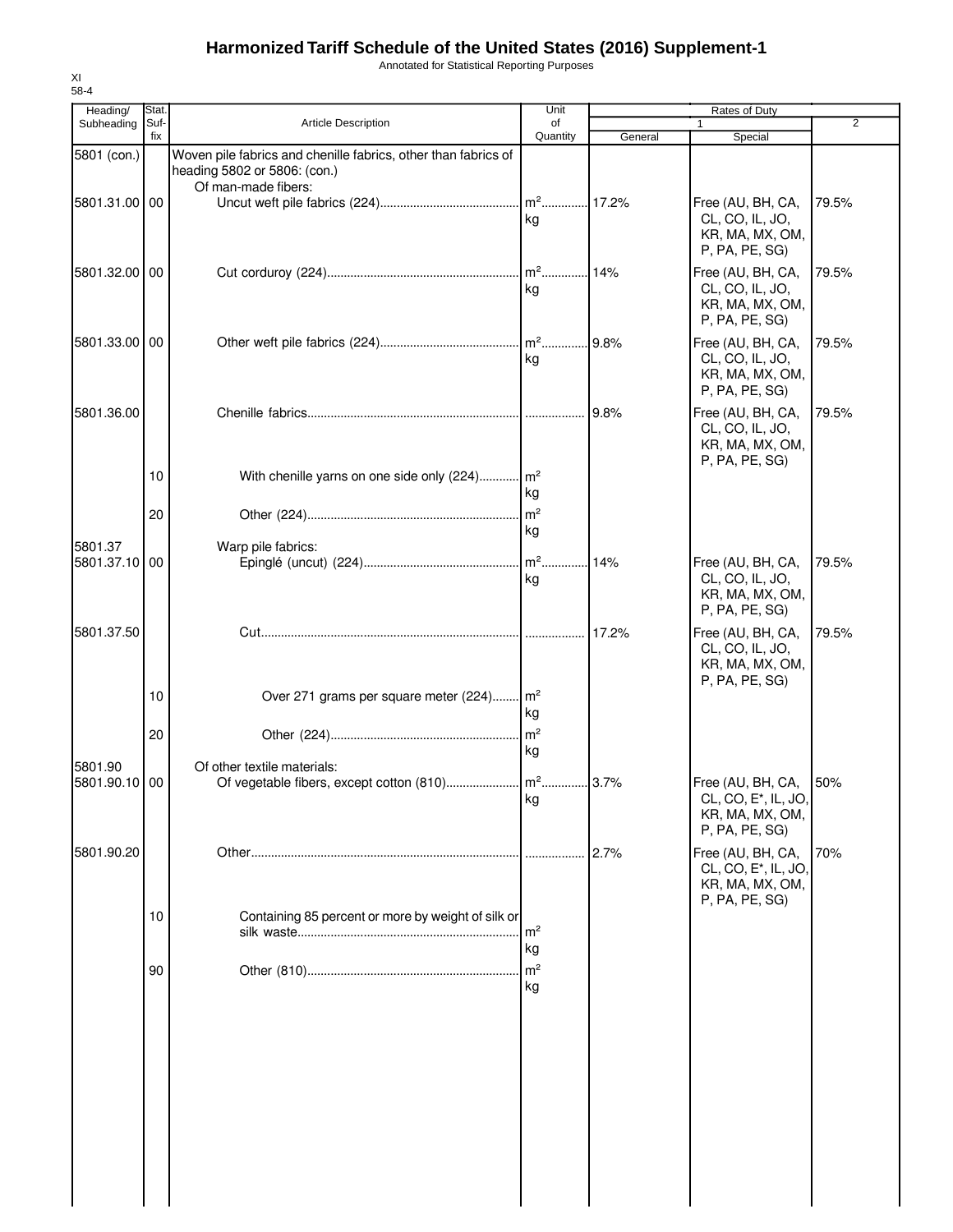# Harmonized Tariff Schedule of the United States (2016) Supplement-1

Annotated for Statistical Reporting Purposes

XI
58-4

| Heading/ Subheading | Stat. Suf- fix | Article Description | Unit of Quantity | Rates of Duty | | |
|---|---|---|---|---|---|---|
| | | | | 1 | | 2 |
| | | | | General | Special | |
| 5801 (con.) | | Woven pile fabrics and chenille fabrics, other than fabrics of heading 5802 or 5806: (con.) | | | | |
| | | Of man-made fibers: | | | | |
| 5801.31.00 | 00 | Uncut weft pile fabrics (224) | m²<br>kg | 17.2% | Free (AU, BH, CA, CL, CO, IL, JO, KR, MA, MX, OM, P, PA, PE, SG) | 79.5% |
| 5801.32.00 | 00 | Cut corduroy (224) | m²<br>kg | 14% | Free (AU, BH, CA, CL, CO, IL, JO, KR, MA, MX, OM, P, PA, PE, SG) | 79.5% |
| 5801.33.00 | 00 | Other weft pile fabrics (224) | m²<br>kg | 9.8% | Free (AU, BH, CA, CL, CO, IL, JO, KR, MA, MX, OM, P, PA, PE, SG) | 79.5% |
| 5801.36.00 | | Chenille fabrics | | 9.8% | Free (AU, BH, CA, CL, CO, IL, JO, KR, MA, MX, OM, P, PA, PE, SG) | 79.5% |
| | 10 | With chenille yarns on one side only (224) | m²<br>kg | | | |
| | 20 | Other (224) | m²<br>kg | | | |
| 5801.37 | | Warp pile fabrics: | | | | |
| 5801.37.10 | 00 | Epinglé (uncut) (224) | m²<br>kg | 14% | Free (AU, BH, CA, CL, CO, IL, JO, KR, MA, MX, OM, P, PA, PE, SG) | 79.5% |
| 5801.37.50 | | Cut | | 17.2% | Free (AU, BH, CA, CL, CO, IL, JO, KR, MA, MX, OM, P, PA, PE, SG) | 79.5% |
| | 10 | Over 271 grams per square meter (224) | m²<br>kg | | | |
| | 20 | Other (224) | m²<br>kg | | | |
| 5801.90 | | Of other textile materials: | | | | |
| 5801.90.10 | 00 | Of vegetable fibers, except cotton (810) | m²<br>kg | 3.7% | Free (AU, BH, CA, CL, CO, E*, IL, JO, KR, MA, MX, OM, P, PA, PE, SG) | 50% |
| 5801.90.20 | | Other | | 2.7% | Free (AU, BH, CA, CL, CO, E*, IL, JO, KR, MA, MX, OM, P, PA, PE, SG) | 70% |
| | 10 | Containing 85 percent or more by weight of silk or silk waste | m²<br>kg | | | |
| | 90 | Other (810) | m²<br>kg | | | |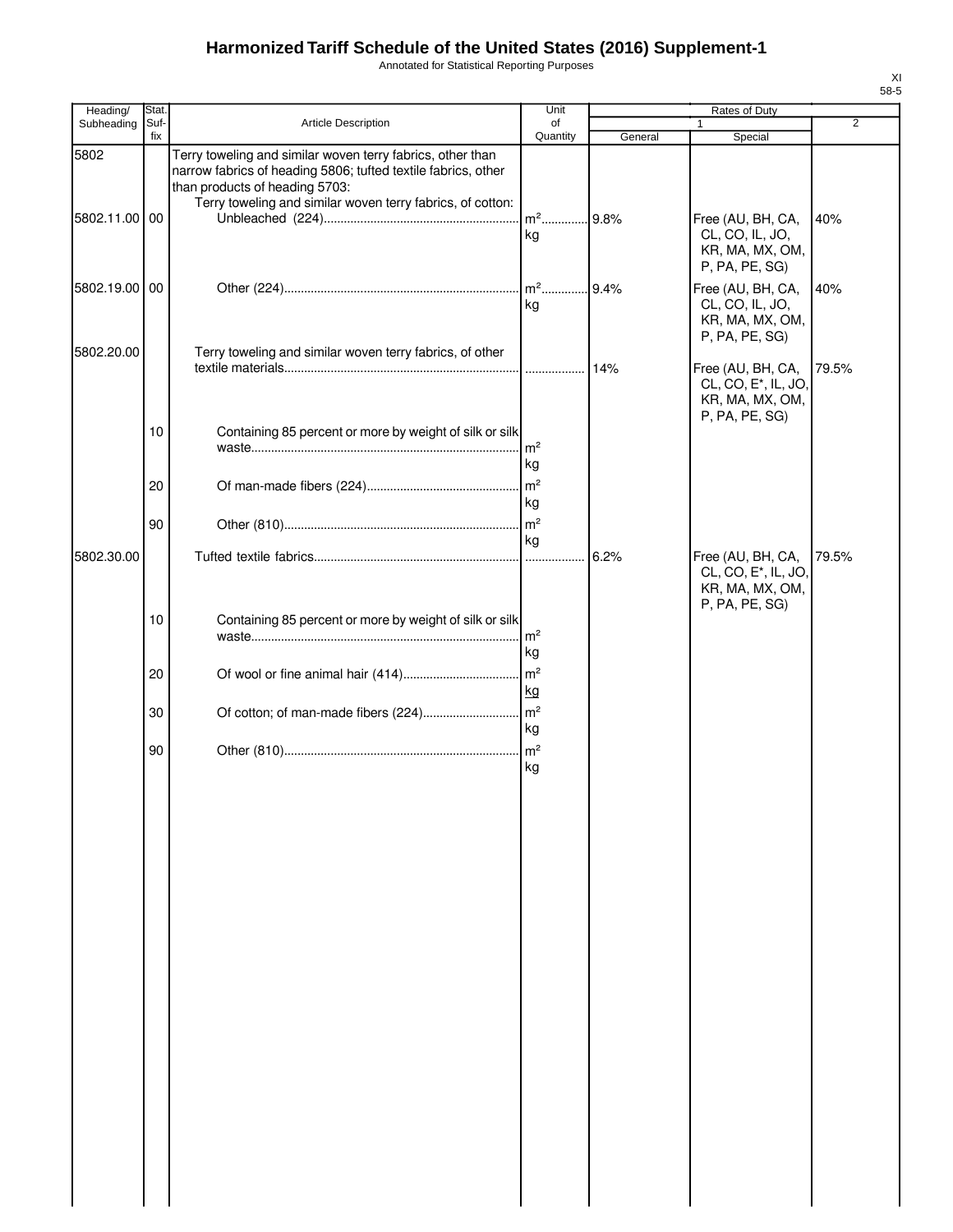# Harmonized Tariff Schedule of the United States (2016) Supplement-1

Annotated for Statistical Reporting Purposes

| Heading/ Subheading | Stat. Suf- fix | Article Description | Unit of Quantity | Rates of Duty 1 General | Special | 2 |
|---|---|---|---|---|---|---|
| 5802 | | Terry toweling and similar woven terry fabrics, other than narrow fabrics of heading 5806; tufted textile fabrics, other than products of heading 5703: | | | | |
| | | Terry toweling and similar woven terry fabrics, of cotton: | | | | |
| 5802.11.00 | 00 | Unbleached (224) | m²<br>kg | 9.8% | Free (AU, BH, CA, CL, CO, IL, JO, KR, MA, MX, OM, P, PA, PE, SG) | 40% |
| 5802.19.00 | 00 | Other (224) | m²<br>kg | 9.4% | Free (AU, BH, CA, CL, CO, IL, JO, KR, MA, MX, OM, P, PA, PE, SG) | 40% |
| 5802.20.00 | | Terry toweling and similar woven terry fabrics, of other textile materials | | 14% | Free (AU, BH, CA, CL, CO, E*, IL, JO, KR, MA, MX, OM, P, PA, PE, SG) | 79.5% |
| | 10 | Containing 85 percent or more by weight of silk or silk waste | m²<br>kg | | | |
| | 20 | Of man-made fibers (224) | m²<br>kg | | | |
| | 90 | Other (810) | m²<br>kg | | | |
| 5802.30.00 | | Tufted textile fabrics | | 6.2% | Free (AU, BH, CA, CL, CO, E*, IL, JO, KR, MA, MX, OM, P, PA, PE, SG) | 79.5% |
| | 10 | Containing 85 percent or more by weight of silk or silk waste | m²<br>kg | | | |
| | 20 | Of wool or fine animal hair (414) | m²<br>kg | | | |
| | 30 | Of cotton; of man-made fibers (224) | m²<br>kg | | | |
| | 90 | Other (810) | m²<br>kg | | | |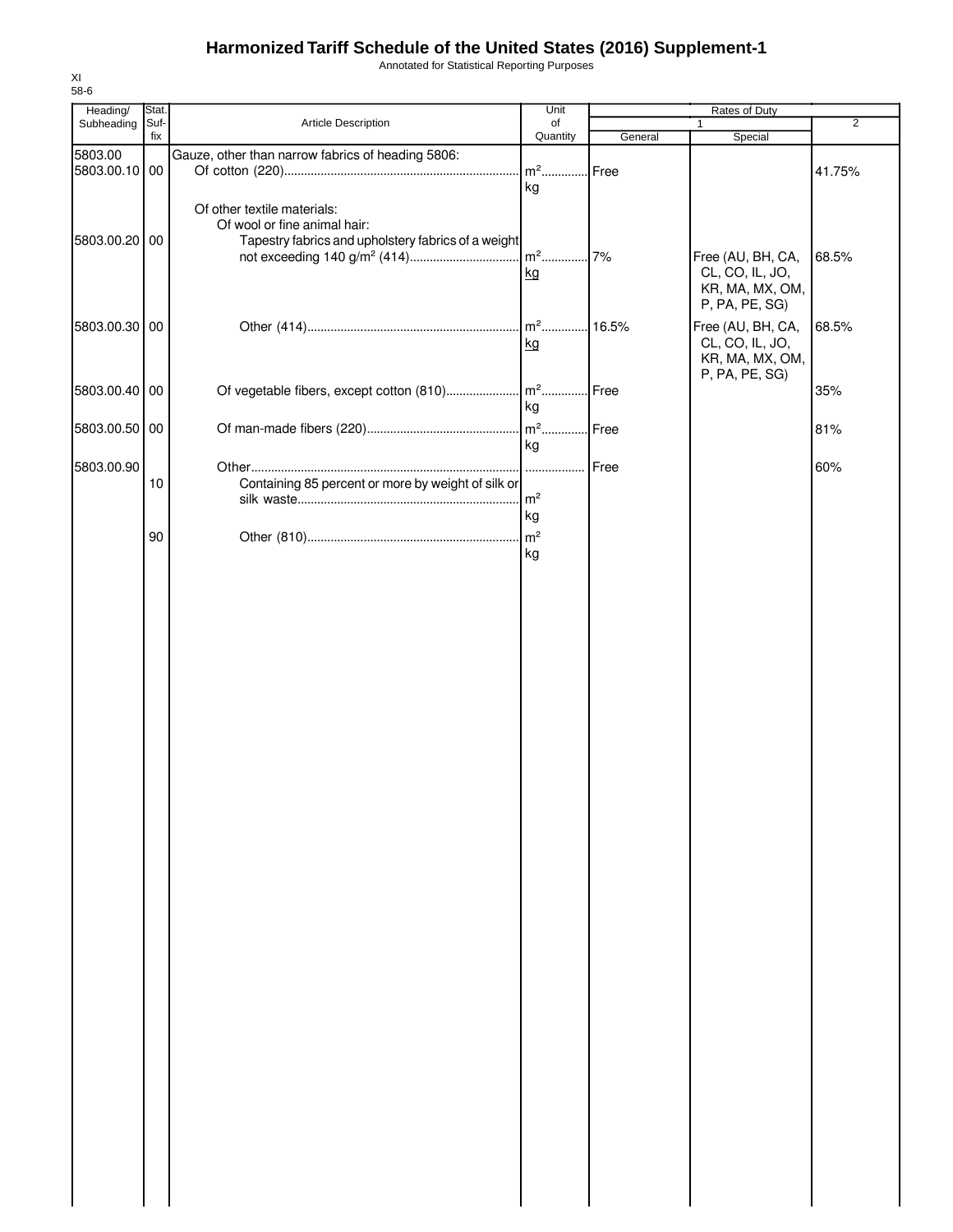# Harmonized Tariff Schedule of the United States (2016) Supplement-1

Annotated for Statistical Reporting Purposes

XI
58-6

| Heading/ Subheading | Stat. Suf- fix | Article Description | Unit of Quantity | Rates of Duty 1 General | Special | 2 |
|---|---|---|---|---|---|---|
| 5803.00 | | Gauze, other than narrow fabrics of heading 5806: | | | | |
| 5803.00.10 | 00 | Of cotton (220) | $m^2$<br>kg | Free | | 41.75% |
| | | Of other textile materials: | | | | |
| | | Of wool or fine animal hair: | | | | |
| 5803.00.20 | 00 | Tapestry fabrics and upholstery fabrics of a weight not exceeding 140 g/$m^2$ (414) | $m^2$<br>kg | 7% | Free (AU, BH, CA, CL, CO, IL, JO, KR, MA, MX, OM, P, PA, PE, SG) | 68.5% |
| 5803.00.30 | 00 | Other (414) | $m^2$<br>kg | 16.5% | Free (AU, BH, CA, CL, CO, IL, JO, KR, MA, MX, OM, P, PA, PE, SG) | 68.5% |
| 5803.00.40 | 00 | Of vegetable fibers, except cotton (810) | $m^2$<br>kg | Free | | 35% |
| 5803.00.50 | 00 | Of man-made fibers (220) | $m^2$<br>kg | Free | | 81% |
| 5803.00.90 | | Other | | Free | | 60% |
| | 10 | Containing 85 percent or more by weight of silk or silk waste | $m^2$<br>kg | | | |
| | 90 | Other (810) | $m^2$<br>kg | | | |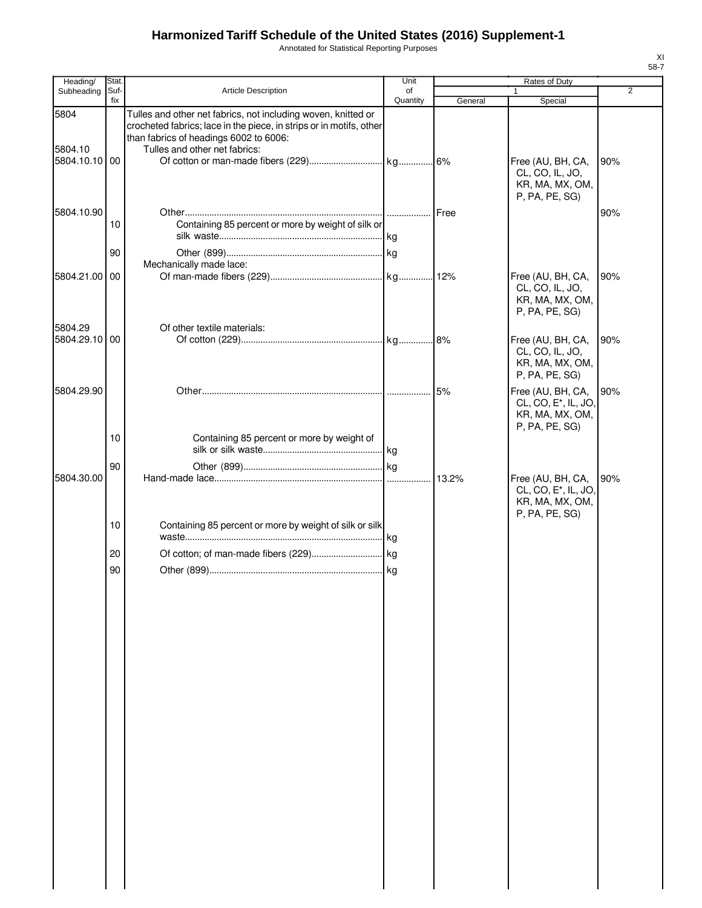# Harmonized Tariff Schedule of the United States (2016) Supplement-1

Annotated for Statistical Reporting Purposes

XI
58-7

| Heading/ Subheading | Stat. Suf- fix | Article Description | Unit of Quantity | Rates of Duty 1 General | Special | 2 |
|---|---|---|---|---|---|---|
| 5804 | | Tulles and other net fabrics, not including woven, knitted or crocheted fabrics; lace in the piece, in strips or in motifs, other than fabrics of headings 6002 to 6006: | | | | |
| 5804.10 | | Tulles and other net fabrics: | | | | |
| 5804.10.10 | 00 | Of cotton or man-made fibers (229) | kg | 6% | Free (AU, BH, CA, CL, CO, IL, JO, KR, MA, MX, OM, P, PA, PE, SG) | 90% |
| 5804.10.90 | | Other | | Free | | 90% |
| | 10 | Containing 85 percent or more by weight of silk or silk waste | kg | | | |
| | 90 | Other (899) | kg | | | |
| | | Mechanically made lace: | | | | |
| 5804.21.00 | 00 | Of man-made fibers (229) | kg | 12% | Free (AU, BH, CA, CL, CO, IL, JO, KR, MA, MX, OM, P, PA, PE, SG) | 90% |
| 5804.29 | | Of other textile materials: | | | | |
| 5804.29.10 | 00 | Of cotton (229) | kg | 8% | Free (AU, BH, CA, CL, CO, IL, JO, KR, MA, MX, OM, P, PA, PE, SG) | 90% |
| 5804.29.90 | | Other | | 5% | Free (AU, BH, CA, CL, CO, E*, IL, JO, KR, MA, MX, OM, P, PA, PE, SG) | 90% |
| | 10 | Containing 85 percent or more by weight of silk or silk waste | kg | | | |
| | 90 | Other (899) | kg | | | |
| 5804.30.00 | | Hand-made lace | | 13.2% | Free (AU, BH, CA, CL, CO, E*, IL, JO, KR, MA, MX, OM, P, PA, PE, SG) | 90% |
| | 10 | Containing 85 percent or more by weight of silk or silk waste | kg | | | |
| | 20 | Of cotton; of man-made fibers (229) | kg | | | |
| | 90 | Other (899) | kg | | | |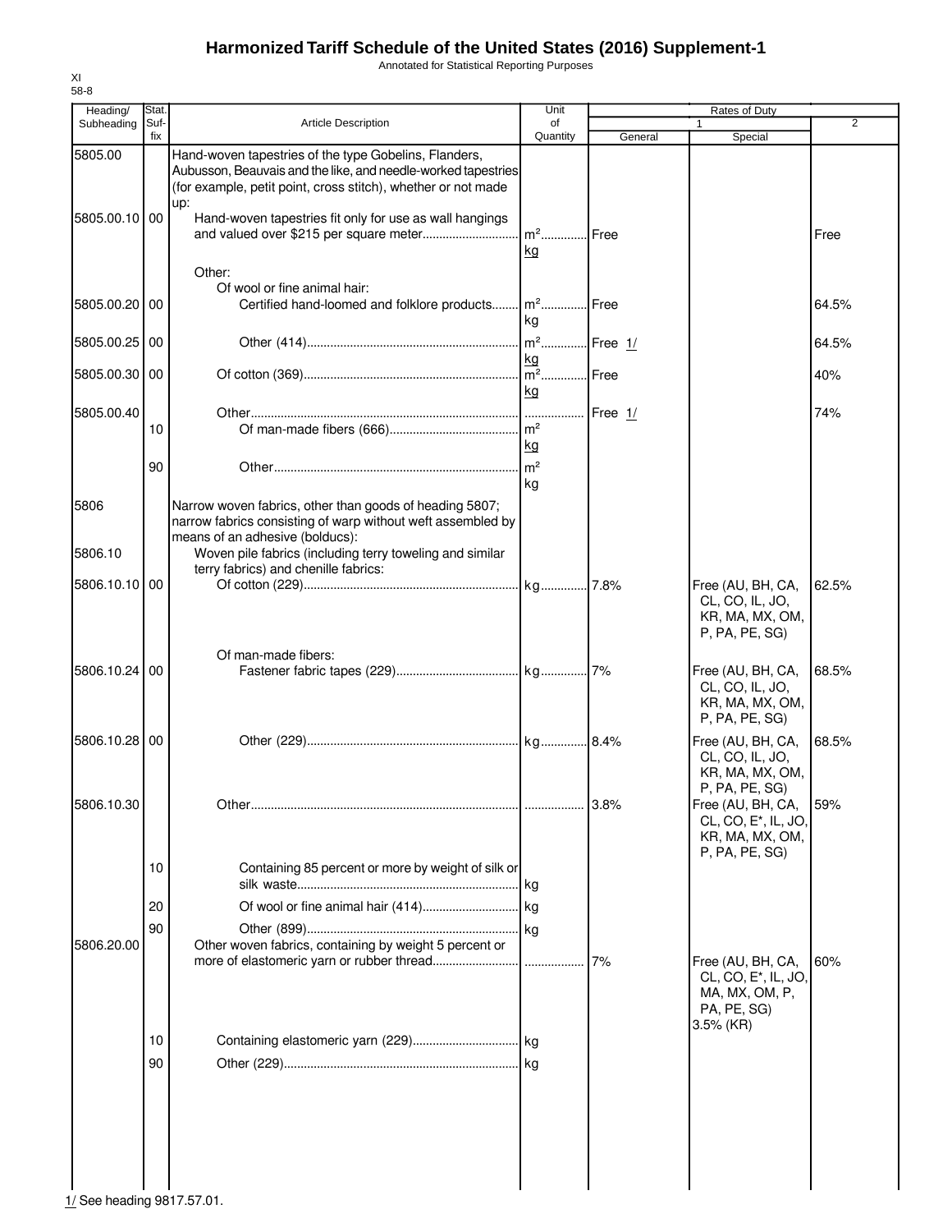# Harmonized Tariff Schedule of the United States (2016) Supplement-1

Annotated for Statistical Reporting Purposes

XI
58-8

| Heading/ Subheading | Stat. Suf- fix | Article Description | Unit of Quantity | Rates of Duty | | |
|---|---|---|---|---|---|---|
| | | | | 1 | | 2 |
| | | | | General | Special | |
| 5805.00 | | Hand-woven tapestries of the type Gobelins, Flanders, Aubusson, Beauvais and the like, and needle-worked tapestries (for example, petit point, cross stitch), whether or not made up: | | | | |
| 5805.00.10 | 00 | Hand-woven tapestries fit only for use as wall hangings and valued over $215 per square meter | m²<br>kg | Free | | Free |
| | | Other: | | | | |
| | | Of wool or fine animal hair: | | | | |
| 5805.00.20 | 00 | Certified hand-loomed and folklore products | m²<br>kg | Free | | 64.5% |
| 5805.00.25 | 00 | Other (414) | m²<br>kg | Free 1/ | | 64.5% |
| 5805.00.30 | 00 | Of cotton (369) | m²<br>kg | Free | | 40% |
| 5805.00.40 | | Other | | Free 1/ | | 74% |
| | 10 | Of man-made fibers (666) | m²<br>kg | | | |
| | 90 | Other | m²<br>kg | | | |
| 5806 | | Narrow woven fabrics, other than goods of heading 5807; narrow fabrics consisting of warp without weft assembled by means of an adhesive (bolducs): | | | | |
| 5806.10 | | Woven pile fabrics (including terry toweling and similar terry fabrics) and chenille fabrics: | | | | |
| 5806.10.10 | 00 | Of cotton (229) | kg | 7.8% | Free (AU, BH, CA, CL, CO, IL, JO, KR, MA, MX, OM, P, PA, PE, SG) | 62.5% |
| | | Of man-made fibers: | | | | |
| 5806.10.24 | 00 | Fastener fabric tapes (229) | kg | 7% | Free (AU, BH, CA, CL, CO, IL, JO, KR, MA, MX, OM, P, PA, PE, SG) | 68.5% |
| 5806.10.28 | 00 | Other (229) | kg | 8.4% | Free (AU, BH, CA, CL, CO, IL, JO, KR, MA, MX, OM, P, PA, PE, SG) | 68.5% |
| 5806.10.30 | | Other | | 3.8% | Free (AU, BH, CA, CL, CO, E*, IL, JO, KR, MA, MX, OM, P, PA, PE, SG) | 59% |
| | 10 | Containing 85 percent or more by weight of silk or silk waste | kg | | | |
| | 20 | Of wool or fine animal hair (414) | kg | | | |
| | 90 | Other (899) | kg | | | |
| 5806.20.00 | | Other woven fabrics, containing by weight 5 percent or more of elastomeric yarn or rubber thread | | 7% | Free (AU, BH, CA, CL, CO, E*, IL, JO, MA, MX, OM, P, PA, PE, SG)<br>3.5% (KR) | 60% |
| | 10 | Containing elastomeric yarn (229) | kg | | | |
| | 90 | Other (229) | kg | | | |

1/ See heading 9817.57.01.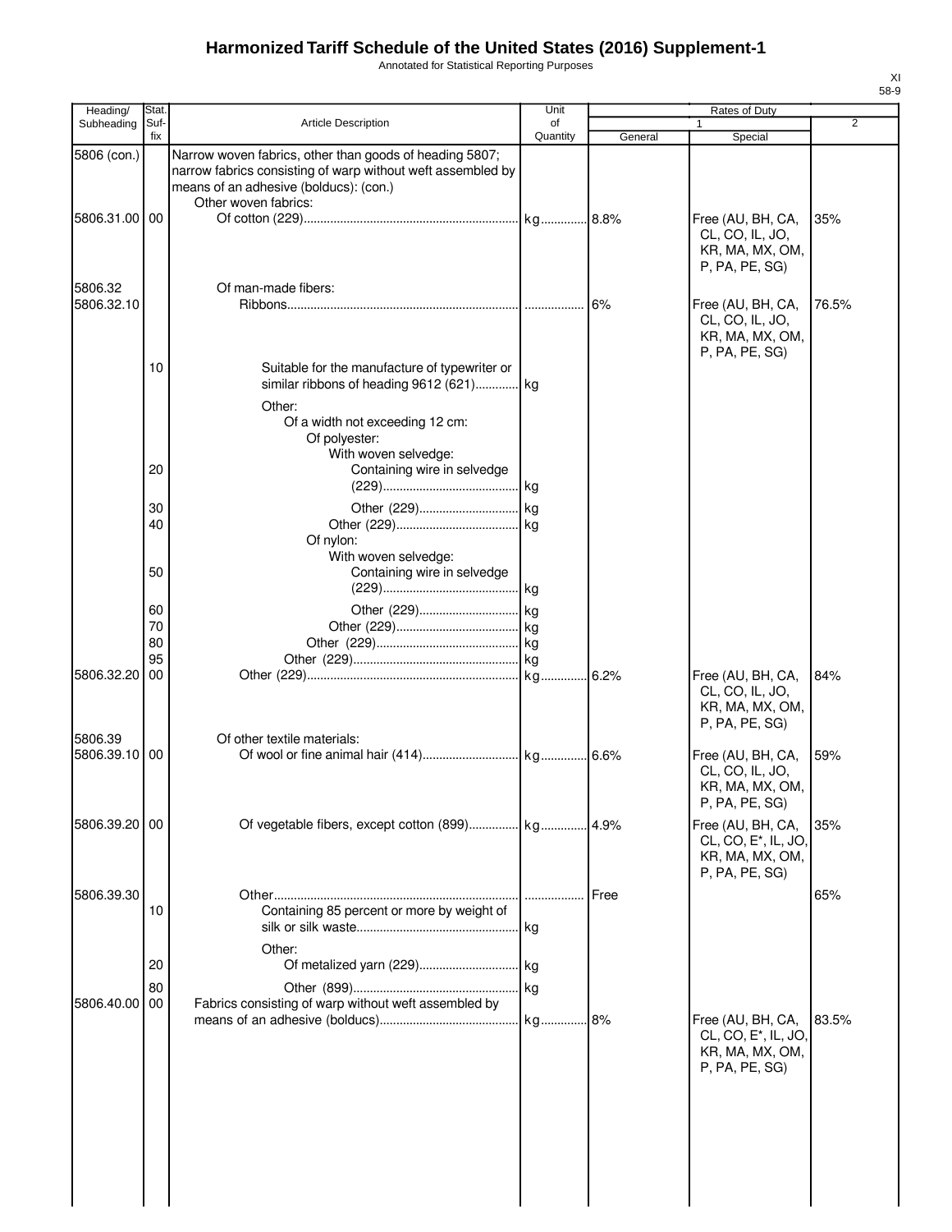# Harmonized Tariff Schedule of the United States (2016) Supplement-1

Annotated for Statistical Reporting Purposes

| Heading/ Subheading | Stat. Suf-fix | Article Description | Unit of Quantity | Rates of Duty 1 General | Special | 2 |
|---|---|---|---|---|---|---|
| 5806 (con.) | | Narrow woven fabrics, other than goods of heading 5807; narrow fabrics consisting of warp without weft assembled by means of an adhesive (bolducs): (con.) | | | | |
| | | Other woven fabrics: | | | | |
| 5806.31.00 | 00 | Of cotton (229) | kg | 8.8% | Free (AU, BH, CA, CL, CO, IL, JO, KR, MA, MX, OM, P, PA, PE, SG) | 35% |
| 5806.32 | | Of man-made fibers: | | | | |
| 5806.32.10 | | Ribbons | | 6% | Free (AU, BH, CA, CL, CO, IL, JO, KR, MA, MX, OM, P, PA, PE, SG) | 76.5% |
| | 10 | Suitable for the manufacture of typewriter or similar ribbons of heading 9612 (621) | kg | | | |
| | | Other: | | | | |
| | | Of a width not exceeding 12 cm: | | | | |
| | | Of polyester: | | | | |
| | | With woven selvedge: | | | | |
| | 20 | Containing wire in selvedge (229) | kg | | | |
| | 30 | Other (229) | kg | | | |
| | 40 | Other (229) | kg | | | |
| | | Of nylon: | | | | |
| | | With woven selvedge: | | | | |
| | 50 | Containing wire in selvedge (229) | kg | | | |
| | 60 | Other (229) | kg | | | |
| | 70 | Other (229) | kg | | | |
| | 80 | Other (229) | kg | | | |
| | 95 | Other (229) | kg | | | |
| 5806.32.20 | 00 | Other (229) | kg | 6.2% | Free (AU, BH, CA, CL, CO, IL, JO, KR, MA, MX, OM, P, PA, PE, SG) | 84% |
| 5806.39 | | Of other textile materials: | | | | |
| 5806.39.10 | 00 | Of wool or fine animal hair (414) | kg | 6.6% | Free (AU, BH, CA, CL, CO, IL, JO, KR, MA, MX, OM, P, PA, PE, SG) | 59% |
| 5806.39.20 | 00 | Of vegetable fibers, except cotton (899) | kg | 4.9% | Free (AU, BH, CA, CL, CO, E*, IL, JO, KR, MA, MX, OM, P, PA, PE, SG) | 35% |
| 5806.39.30 | | Other | | Free | | 65% |
| | 10 | Containing 85 percent or more by weight of silk or silk waste | kg | | | |
| | | Other: | | | | |
| | 20 | Of metalized yarn (229) | kg | | | |
| | 80 | Other (899) | kg | | | |
| 5806.40.00 | 00 | Fabrics consisting of warp without weft assembled by means of an adhesive (bolducs) | kg | 8% | Free (AU, BH, CA, CL, CO, E*, IL, JO, KR, MA, MX, OM, P, PA, PE, SG) | 83.5% |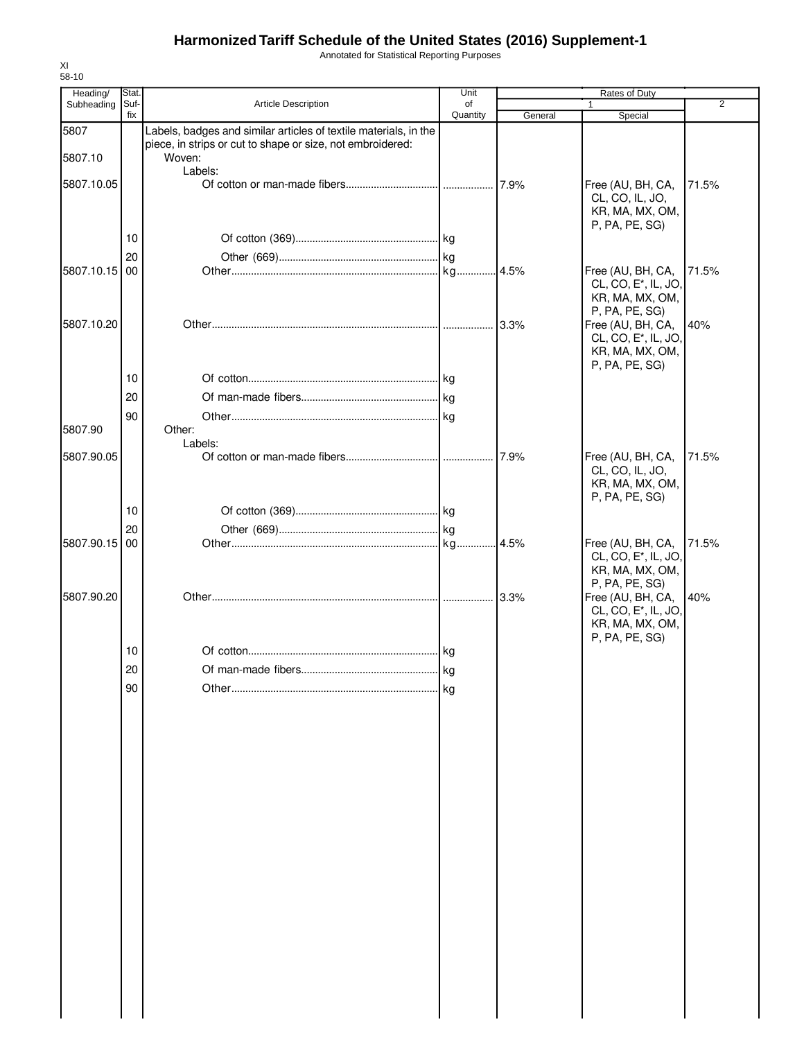# Harmonized Tariff Schedule of the United States (2016) Supplement-1

Annotated for Statistical Reporting Purposes

XI
58-10

| Heading/ Subheading | Stat. Suf- fix | Article Description | Unit of Quantity | Rates of Duty 1 General | Rates of Duty 1 Special | Rates of Duty 2 |
|---|---|---|---|---|---|---|
| 5807 | | Labels, badges and similar articles of textile materials, in the piece, in strips or cut to shape or size, not embroidered: | | | | |
| 5807.10 | | Woven: | | | | |
| | | Labels: | | | | |
| 5807.10.05 | | Of cotton or man-made fibers | | 7.9% | Free (AU, BH, CA, CL, CO, IL, JO, KR, MA, MX, OM, P, PA, PE, SG) | 71.5% |
| | 10 | Of cotton (369) | kg | | | |
| | 20 | Other (669) | kg | | | |
| 5807.10.15 | 00 | Other | kg | 4.5% | Free (AU, BH, CA, CL, CO, E*, IL, JO, KR, MA, MX, OM, P, PA, PE, SG) | 71.5% |
| 5807.10.20 | | Other | | 3.3% | Free (AU, BH, CA, CL, CO, E*, IL, JO, KR, MA, MX, OM, P, PA, PE, SG) | 40% |
| | 10 | Of cotton | kg | | | |
| | 20 | Of man-made fibers | kg | | | |
| | 90 | Other | kg | | | |
| 5807.90 | | Other: | | | | |
| | | Labels: | | | | |
| 5807.90.05 | | Of cotton or man-made fibers | | 7.9% | Free (AU, BH, CA, CL, CO, IL, JO, KR, MA, MX, OM, P, PA, PE, SG) | 71.5% |
| | 10 | Of cotton (369) | kg | | | |
| | 20 | Other (669) | kg | | | |
| 5807.90.15 | 00 | Other | kg | 4.5% | Free (AU, BH, CA, CL, CO, E*, IL, JO, KR, MA, MX, OM, P, PA, PE, SG) | 71.5% |
| 5807.90.20 | | Other | | 3.3% | Free (AU, BH, CA, CL, CO, E*, IL, JO, KR, MA, MX, OM, P, PA, PE, SG) | 40% |
| | 10 | Of cotton | kg | | | |
| | 20 | Of man-made fibers | kg | | | |
| | 90 | Other | kg | | | |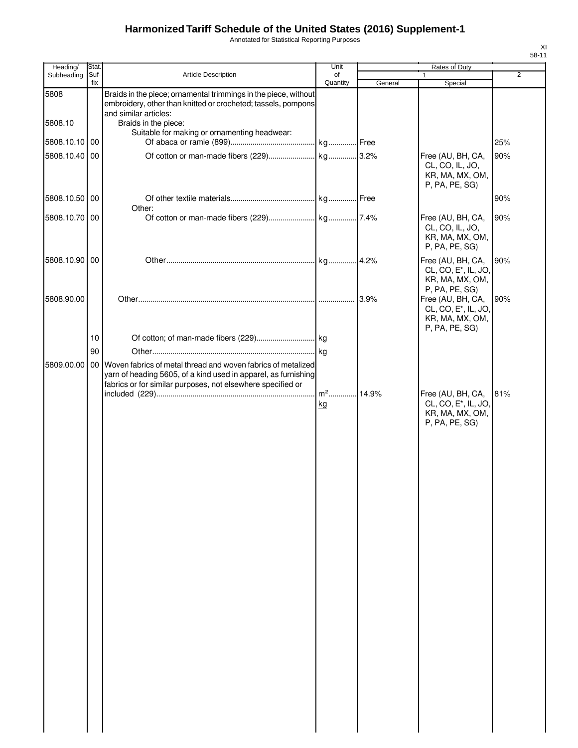# Harmonized Tariff Schedule of the United States (2016) Supplement-1

Annotated for Statistical Reporting Purposes

XI
58-11

| Heading/ Subheading | Stat. Suf-fix | Article Description | Unit of Quantity | Rates of Duty 1 General | Special | 2 |
|---|---|---|---|---|---|---|
| 5808 | | Braids in the piece; ornamental trimmings in the piece, without embroidery, other than knitted or crocheted; tassels, pompons and similar articles: | | | | |
| 5808.10 | | Braids in the piece: | | | | |
| | | Suitable for making or ornamenting headwear: | | | | |
| 5808.10.10 | 00 | Of abaca or ramie (899) | kg | Free | | 25% |
| 5808.10.40 | 00 | Of cotton or man-made fibers (229) | kg | 3.2% | Free (AU, BH, CA, CL, CO, IL, JO, KR, MA, MX, OM, P, PA, PE, SG) | 90% |
| 5808.10.50 | 00 | Of other textile materials | kg | Free | | 90% |
| | | Other: | | | | |
| 5808.10.70 | 00 | Of cotton or man-made fibers (229) | kg | 7.4% | Free (AU, BH, CA, CL, CO, IL, JO, KR, MA, MX, OM, P, PA, PE, SG) | 90% |
| 5808.10.90 | 00 | Other | kg | 4.2% | Free (AU, BH, CA, CL, CO, E*, IL, JO, KR, MA, MX, OM, P, PA, PE, SG) | 90% |
| 5808.90.00 | | Other | | 3.9% | Free (AU, BH, CA, CL, CO, E*, IL, JO, KR, MA, MX, OM, P, PA, PE, SG) | 90% |
| | 10 | Of cotton; of man-made fibers (229) | kg | | | |
| | 90 | Other | kg | | | |
| 5809.00.00 | 00 | Woven fabrics of metal thread and woven fabrics of metalized yarn of heading 5605, of a kind used in apparel, as furnishing fabrics or for similar purposes, not elsewhere specified or included (229) | $m^2$ kg | 14.9% | Free (AU, BH, CA, CL, CO, E*, IL, JO, KR, MA, MX, OM, P, PA, PE, SG) | 81% |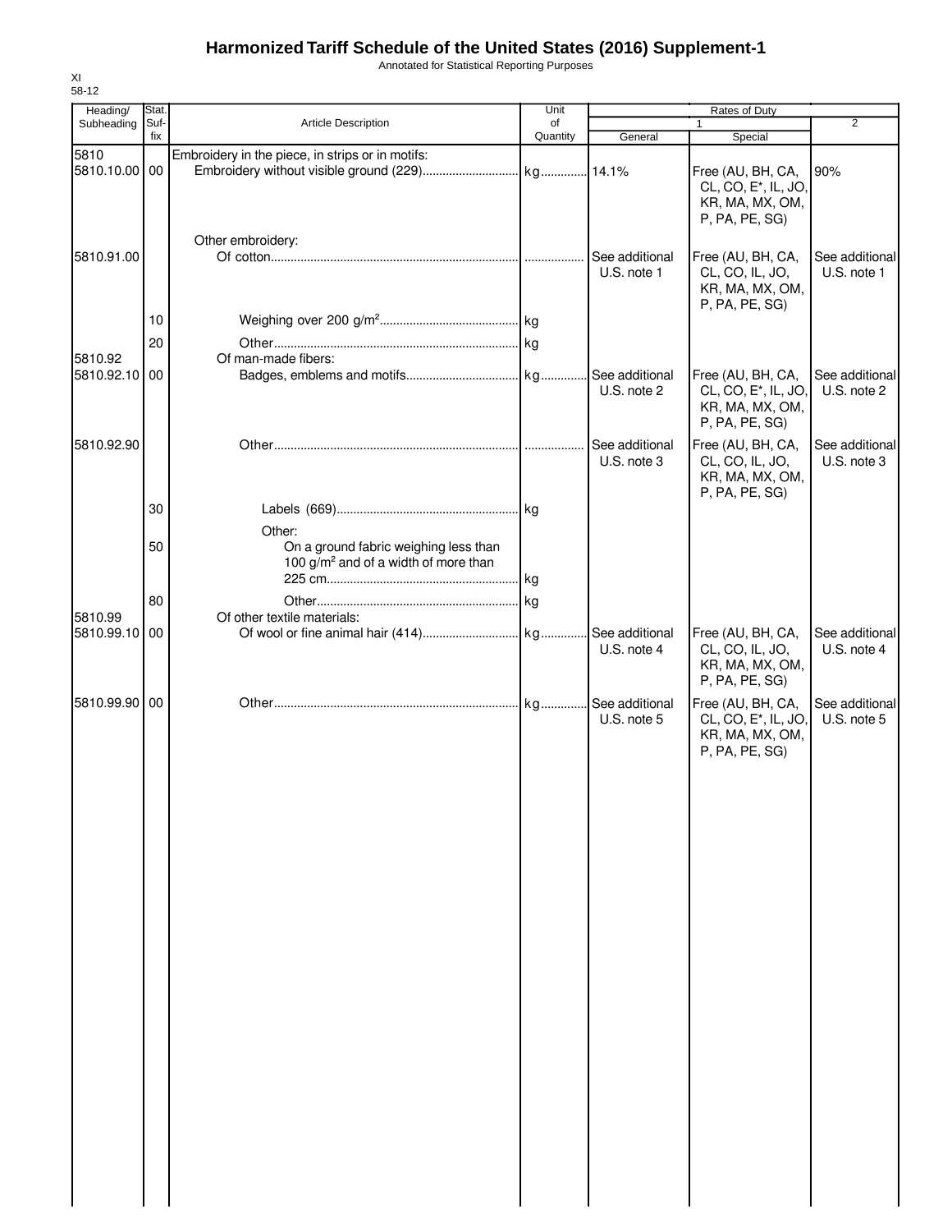# Harmonized Tariff Schedule of the United States (2016) Supplement-1

Annotated for Statistical Reporting Purposes

XI
58-12

| Heading/ Subheading | Stat. Suf- fix | Article Description | Unit of Quantity | Rates of Duty 1 General | Rates of Duty 1 Special | Rates of Duty 2 |
|---|---|---|---|---|---|---|
| 5810 | | Embroidery in the piece, in strips or in motifs: | | | | |
| 5810.10.00 | 00 | Embroidery without visible ground (229) | kg | 14.1% | Free (AU, BH, CA, CL, CO, E*, IL, JO, KR, MA, MX, OM, P, PA, PE, SG) | 90% |
| | | Other embroidery: | | | | |
| 5810.91.00 | | Of cotton | | See additional U.S. note 1 | Free (AU, BH, CA, CL, CO, IL, JO, KR, MA, MX, OM, P, PA, PE, SG) | See additional U.S. note 1 |
| | 10 | Weighing over 200 g/m² | kg | | | |
| | 20 | Other | kg | | | |
| 5810.92 | | Of man-made fibers: | | | | |
| 5810.92.10 | 00 | Badges, emblems and motifs | kg | See additional U.S. note 2 | Free (AU, BH, CA, CL, CO, E*, IL, JO, KR, MA, MX, OM, P, PA, PE, SG) | See additional U.S. note 2 |
| 5810.92.90 | | Other | | See additional U.S. note 3 | Free (AU, BH, CA, CL, CO, IL, JO, KR, MA, MX, OM, P, PA, PE, SG) | See additional U.S. note 3 |
| | 30 | Labels (669) | kg | | | |
| | | Other: | | | | |
| | 50 | On a ground fabric weighing less than 100 g/m² and of a width of more than 225 cm | kg | | | |
| | 80 | Other | kg | | | |
| 5810.99 | | Of other textile materials: | | | | |
| 5810.99.10 | 00 | Of wool or fine animal hair (414) | kg | See additional U.S. note 4 | Free (AU, BH, CA, CL, CO, IL, JO, KR, MA, MX, OM, P, PA, PE, SG) | See additional U.S. note 4 |
| 5810.99.90 | 00 | Other | kg | See additional U.S. note 5 | Free (AU, BH, CA, CL, CO, E*, IL, JO, KR, MA, MX, OM, P, PA, PE, SG) | See additional U.S. note 5 |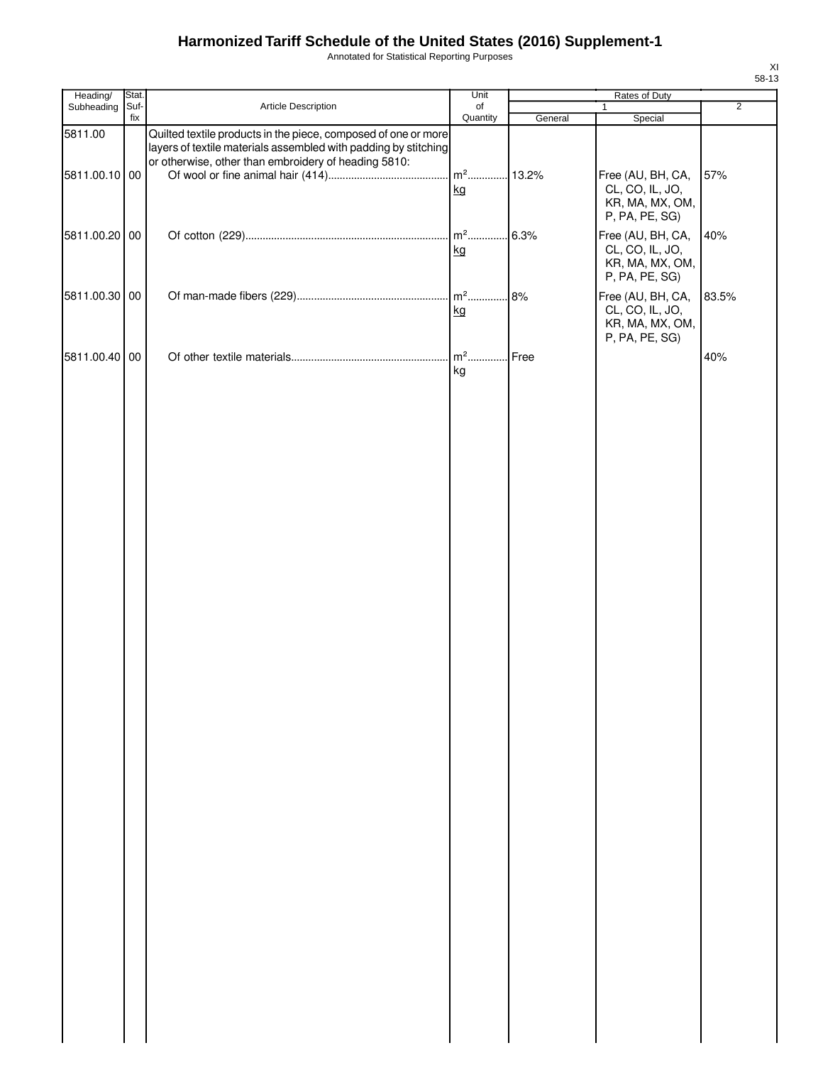# Harmonized Tariff Schedule of the United States (2016) Supplement-1

Annotated for Statistical Reporting Purposes

XI
58-13

| Heading/ Subheading | Stat. Suf- fix | Article Description | Unit of Quantity | Rates of Duty 1 General | Special | 2 |
|---|---|---|---|---|---|---|
| 5811.00 | | Quilted textile products in the piece, composed of one or more layers of textile materials assembled with padding by stitching or otherwise, other than embroidery of heading 5810: | | | | |
| 5811.00.10 | 00 | Of wool or fine animal hair (414) | $m^2$ kg | 13.2% | Free (AU, BH, CA, CL, CO, IL, JO, KR, MA, MX, OM, P, PA, PE, SG) | 57% |
| 5811.00.20 | 00 | Of cotton (229) | $m^2$ kg | 6.3% | Free (AU, BH, CA, CL, CO, IL, JO, KR, MA, MX, OM, P, PA, PE, SG) | 40% |
| 5811.00.30 | 00 | Of man-made fibers (229) | $m^2$ kg | 8% | Free (AU, BH, CA, CL, CO, IL, JO, KR, MA, MX, OM, P, PA, PE, SG) | 83.5% |
| 5811.00.40 | 00 | Of other textile materials | $m^2$ kg | Free | | 40% |